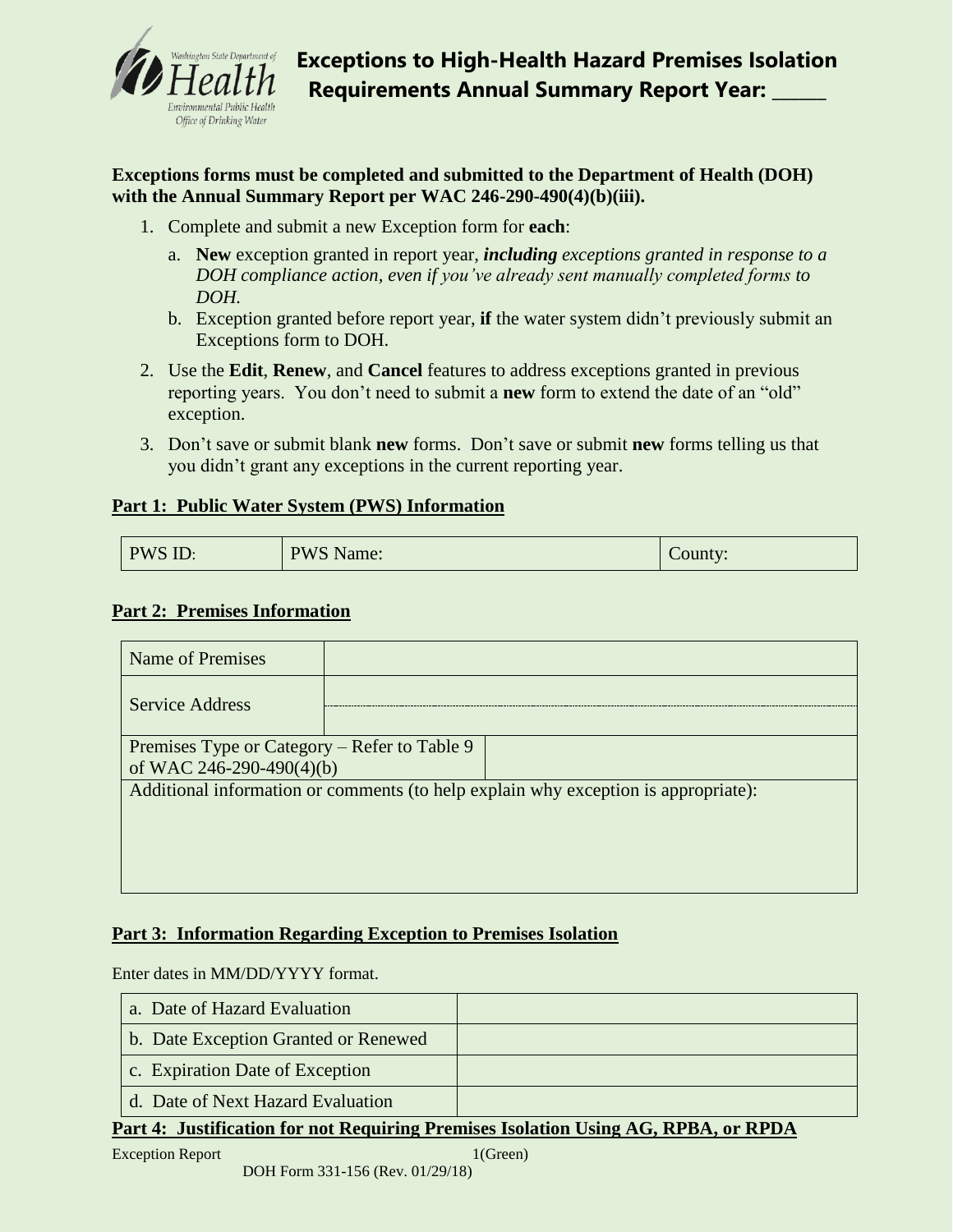# Exceptions to High-Health Hazard Premises Isolation Requirements Annual Summary Report Year: _____

**Exceptions forms must be completed and submitted to the Department of Health (DOH) with the Annual Summary Report per WAC 246-290-490(4)(b)(iii).**

1. Complete and submit a new Exception form for **each**:
   a. **New** exception granted in report year, ***including*** *exceptions granted in response to a DOH compliance action, even if you've already sent manually completed forms to DOH.*
   b. Exception granted before report year, **if** the water system didn't previously submit an Exceptions form to DOH.
2. Use the **Edit**, **Renew**, and **Cancel** features to address exceptions granted in previous reporting years. You don't need to submit a **new** form to extend the date of an "old" exception.
3. Don't save or submit blank **new** forms. Don't save or submit **new** forms telling us that you didn't grant any exceptions in the current reporting year.

## Part 1: Public Water System (PWS) Information

| PWS ID: | PWS Name: | County: |
|---|---|---|

## Part 2: Premises Information

| | |
|---|---|
| Name of Premises | |
| Service Address | |
| | |
| Premises Type or Category – Refer to Table 9 of WAC 246-290-490(4)(b) | |
| Additional information or comments (to help explain why exception is appropriate): | |

## Part 3: Information Regarding Exception to Premises Isolation

Enter dates in MM/DD/YYYY format.

| | |
|---|---|
| a. Date of Hazard Evaluation | |
| b. Date Exception Granted or Renewed | |
| c. Expiration Date of Exception | |
| d. Date of Next Hazard Evaluation | |

## Part 4: Justification for not Requiring Premises Isolation Using AG, RPBA, or RPDA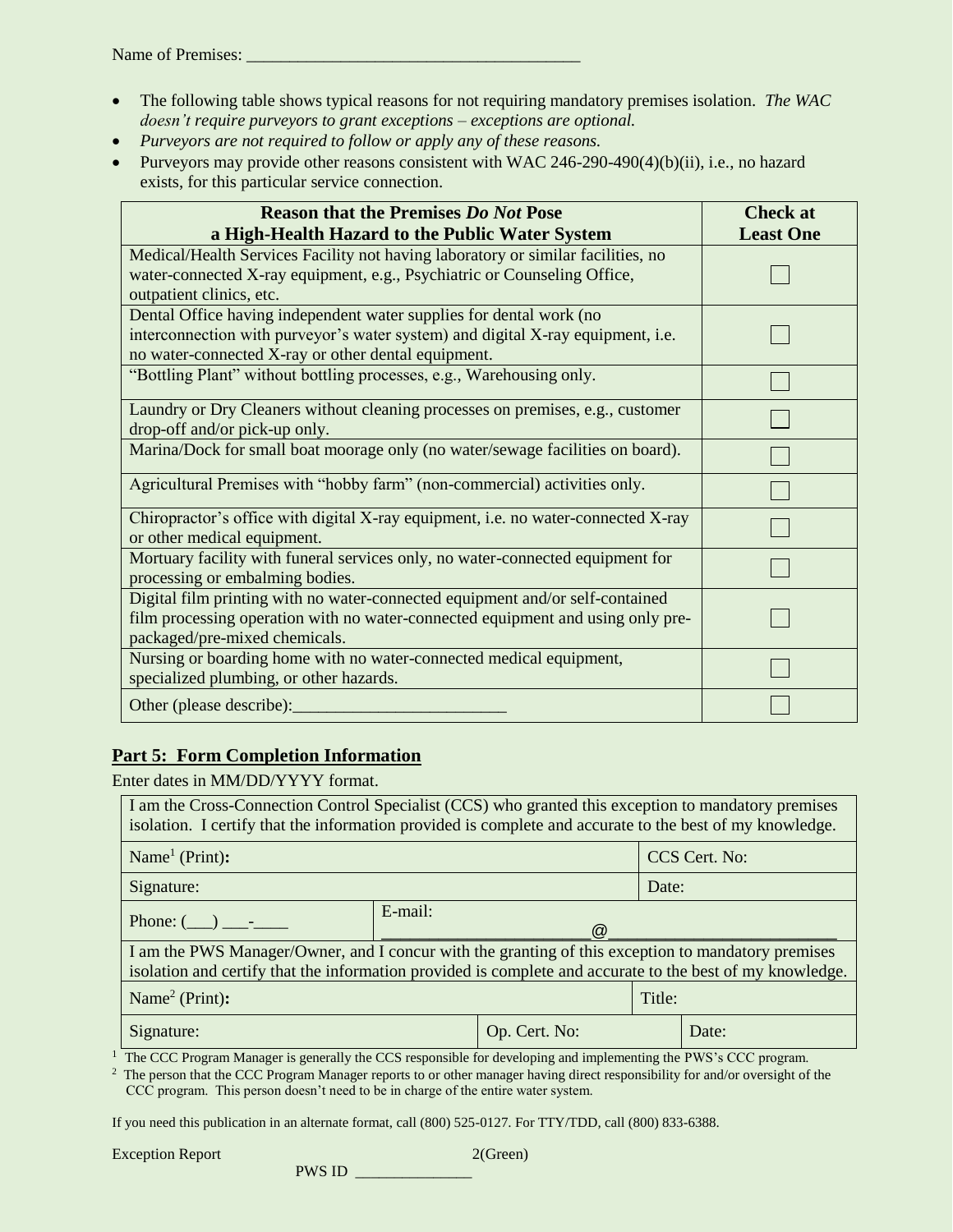Name of Premises: _______________________________________

- The following table shows typical reasons for not requiring mandatory premises isolation. *The WAC doesn't require purveyors to grant exceptions – exceptions are optional.*
- *Purveyors are not required to follow or apply any of these reasons.*
- Purveyors may provide other reasons consistent with WAC 246-290-490(4)(b)(ii), i.e., no hazard exists, for this particular service connection.

| Reason that the Premises *Do Not* Pose a High-Health Hazard to the Public Water System | Check at Least One |
|---|---|
| Medical/Health Services Facility not having laboratory or similar facilities, no water-connected X-ray equipment, e.g., Psychiatric or Counseling Office, outpatient clinics, etc. | ☐ |
| Dental Office having independent water supplies for dental work (no interconnection with purveyor's water system) and digital X-ray equipment, i.e. no water-connected X-ray or other dental equipment. | ☐ |
| "Bottling Plant" without bottling processes, e.g., Warehousing only. | ☐ |
| Laundry or Dry Cleaners without cleaning processes on premises, e.g., customer drop-off and/or pick-up only. | ☐ |
| Marina/Dock for small boat moorage only (no water/sewage facilities on board). | ☐ |
| Agricultural Premises with "hobby farm" (non-commercial) activities only. | ☐ |
| Chiropractor's office with digital X-ray equipment, i.e. no water-connected X-ray or other medical equipment. | ☐ |
| Mortuary facility with funeral services only, no water-connected equipment for processing or embalming bodies. | ☐ |
| Digital film printing with no water-connected equipment and/or self-contained film processing operation with no water-connected equipment and using only pre-packaged/pre-mixed chemicals. | ☐ |
| Nursing or boarding home with no water-connected medical equipment, specialized plumbing, or other hazards. | ☐ |
| Other (please describe):_________________________ | ☐ |

## Part 5: Form Completion Information

Enter dates in MM/DD/YYYY format.

| | | | |
|---|---|---|---|
| I am the Cross-Connection Control Specialist (CCS) who granted this exception to mandatory premises isolation. I certify that the information provided is complete and accurate to the best of my knowledge. | | | |
| Name[1] (Print): | | CCS Cert. No: | |
| Signature: | | Date: | |
| Phone: (___) ___-____ | E-mail: _______________________@_________________________ | | |
| I am the PWS Manager/Owner, and I concur with the granting of this exception to mandatory premises isolation and certify that the information provided is complete and accurate to the best of my knowledge. | | | |
| Name[2] (Print): | | Title: | |
| Signature: | Op. Cert. No: | | Date: |

[1] The CCC Program Manager is generally the CCS responsible for developing and implementing the PWS's CCC program.

[2] The person that the CCC Program Manager reports to or other manager having direct responsibility for and/or oversight of the CCC program. This person doesn't need to be in charge of the entire water system.

If you need this publication in an alternate format, call (800) 525-0127. For TTY/TDD, call (800) 833-6388.

Exception Report 2(Green)

PWS ID _______________